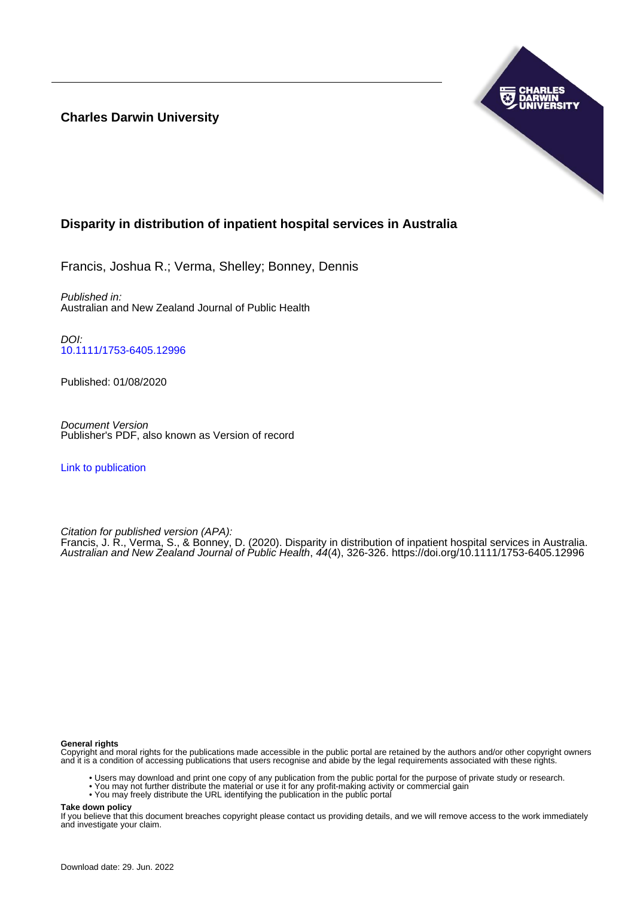**Charles Darwin University**

# Disparity in distribution of inpatient hospital services in Australia

Francis, Joshua R.; Verma, Shelley; Bonney, Dennis

*Published in:*
Australian and New Zealand Journal of Public Health

*DOI:*
10.1111/1753-6405.12996

Published: 01/08/2020

*Document Version*
Publisher's PDF, also known as Version of record

Link to publication

*Citation for published version (APA):*
Francis, J. R., Verma, S., & Bonney, D. (2020). Disparity in distribution of inpatient hospital services in Australia. *Australian and New Zealand Journal of Public Health*, *44*(4), 326-326. https://doi.org/10.1111/1753-6405.12996

**General rights**
Copyright and moral rights for the publications made accessible in the public portal are retained by the authors and/or other copyright owners and it is a condition of accessing publications that users recognise and abide by the legal requirements associated with these rights.

- Users may download and print one copy of any publication from the public portal for the purpose of private study or research.
- You may not further distribute the material or use it for any profit-making activity or commercial gain
- You may freely distribute the URL identifying the publication in the public portal

**Take down policy**
If you believe that this document breaches copyright please contact us providing details, and we will remove access to the work immediately and investigate your claim.

Download date: 29. Jun. 2022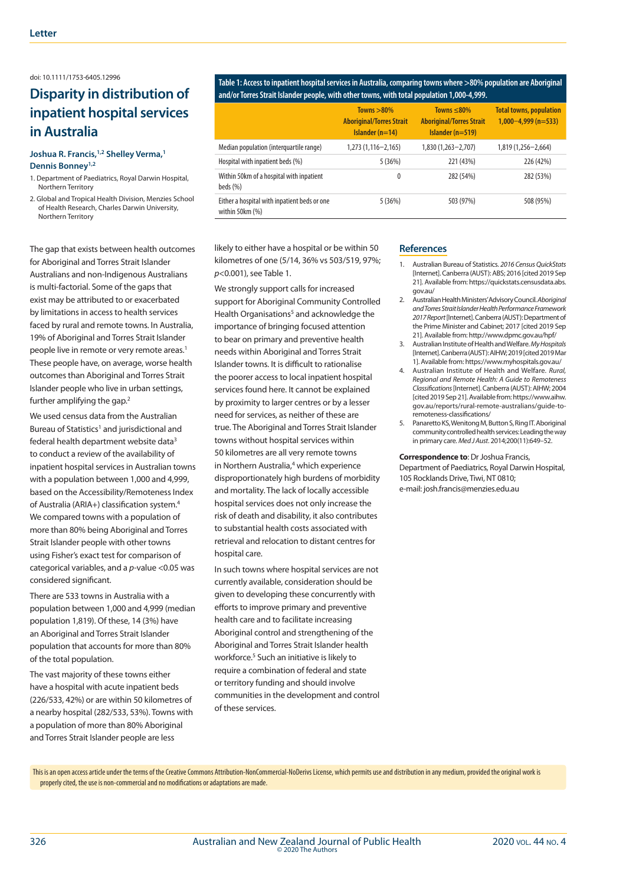Letter

doi: 10.1111/1753-6405.12996

# Disparity in distribution of inpatient hospital services in Australia

**Joshua R. Francis,[1,2] Shelley Verma,[1] Dennis Bonney[1,2]**

1. Department of Paediatrics, Royal Darwin Hospital, Northern Territory
2. Global and Tropical Health Division, Menzies School of Health Research, Charles Darwin University, Northern Territory

The gap that exists between health outcomes for Aboriginal and Torres Strait Islander Australians and non-Indigenous Australians is multi-factorial. Some of the gaps that exist may be attributed to or exacerbated by limitations in access to health services faced by rural and remote towns. In Australia, 19% of Aboriginal and Torres Strait Islander people live in remote or very remote areas.[1] These people have, on average, worse health outcomes than Aboriginal and Torres Strait Islander people who live in urban settings, further amplifying the gap.[2]

We used census data from the Australian Bureau of Statistics[1] and jurisdictional and federal health department website data[3] to conduct a review of the availability of inpatient hospital services in Australian towns with a population between 1,000 and 4,999, based on the Accessibility/Remoteness Index of Australia (ARIA+) classification system.[4] We compared towns with a population of more than 80% being Aboriginal and Torres Strait Islander people with other towns using Fisher's exact test for comparison of categorical variables, and a $p$-value <0.05 was considered significant.

There are 533 towns in Australia with a population between 1,000 and 4,999 (median population 1,819). Of these, 14 (3%) have an Aboriginal and Torres Strait Islander population that accounts for more than 80% of the total population.

The vast majority of these towns either have a hospital with acute inpatient beds (226/533, 42%) or are within 50 kilometres of a nearby hospital (282/533, 53%). Towns with a population of more than 80% Aboriginal and Torres Strait Islander people are less likely to either have a hospital or be within 50 kilometres of one (5/14, 36% vs 503/519, 97%; $p$<0.001), see Table 1.

**Table 1: Access to inpatient hospital services in Australia, comparing towns where >80% population are Aboriginal and/or Torres Strait Islander people, with other towns, with total population 1,000-4,999.**

| | Towns >80% Aboriginal/Torres Strait Islander (n=14) | Towns ≤80% Aboriginal/Torres Strait Islander (n=519) | Total towns, population 1,000–4,999 (n=533) |
|---|---|---|---|
| Median population (interquartile range) | 1,273 (1,116–2,165) | 1,830 (1,263–2,707) | 1,819 (1,256–2,664) |
| Hospital with inpatient beds (%) | 5 (36%) | 221 (43%) | 226 (42%) |
| Within 50km of a hospital with inpatient beds (%) | 0 | 282 (54%) | 282 (53%) |
| Either a hospital with inpatient beds or one within 50km (%) | 5 (36%) | 503 (97%) | 508 (95%) |

We strongly support calls for increased support for Aboriginal Community Controlled Health Organisations[5] and acknowledge the importance of bringing focused attention to bear on primary and preventive health needs within Aboriginal and Torres Strait Islander towns. It is difficult to rationalise the poorer access to local inpatient hospital services found here. It cannot be explained by proximity to larger centres or by a lesser need for services, as neither of these are true. The Aboriginal and Torres Strait Islander towns without hospital services within 50 kilometres are all very remote towns in Northern Australia,[4] which experience disproportionately high burdens of morbidity and mortality. The lack of locally accessible hospital services does not only increase the risk of death and disability, it also contributes to substantial health costs associated with retrieval and relocation to distant centres for hospital care.

In such towns where hospital services are not currently available, consideration should be given to developing these concurrently with efforts to improve primary and preventive health care and to facilitate increasing Aboriginal control and strengthening of the Aboriginal and Torres Strait Islander health workforce.[5] Such an initiative is likely to require a combination of federal and state or territory funding and should involve communities in the development and control of these services.

## References

1. Australian Bureau of Statistics. *2016 Census QuickStats* [Internet]. Canberra (AUST): ABS; 2016 [cited 2019 Sep 21]. Available from: https://quickstats.censusdata.abs.gov.au/
2. Australian Health Ministers' Advisory Council. *Aboriginal and Torres Strait Islander Health Performance Framework 2017 Report* [Internet]. Canberra (AUST): Department of the Prime Minister and Cabinet; 2017 [cited 2019 Sep 21]. Available from: http://www.dpmc.gov.au/hpf/
3. Australian Institute of Health and Welfare. *My Hospitals* [Internet]. Canberra (AUST): AIHW; 2019 [cited 2019 Mar 1]. Available from: https://www.myhospitals.gov.au/
4. Australian Institute of Health and Welfare. *Rural, Regional and Remote Health: A Guide to Remoteness Classifications* [Internet]. Canberra (AUST): AIHW; 2004 [cited 2019 Sep 21]. Available from: https://www.aihw.gov.au/reports/rural-remote-australians/guide-to-remoteness-classifications/
5. Panaretto KS, Wenitong M, Button S, Ring IT. Aboriginal community controlled health services: Leading the way in primary care. *Med J Aust*. 2014;200(11):649–52.

**Correspondence to**: Dr Joshua Francis, Department of Paediatrics, Royal Darwin Hospital, 105 Rocklands Drive, Tiwi, NT 0810; e-mail: josh.francis@menzies.edu.au

This is an open access article under the terms of the Creative Commons Attribution-NonCommercial-NoDerivs License, which permits use and distribution in any medium, provided the original work is properly cited, the use is non-commercial and no modifications or adaptations are made.

© 2020 The Authors